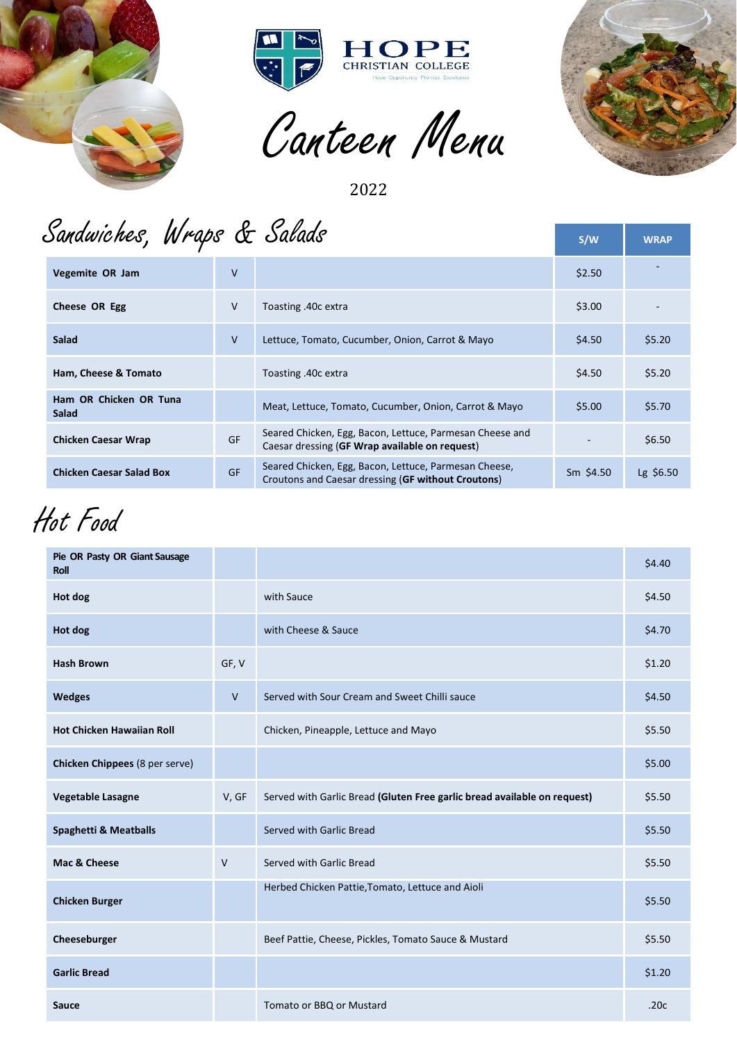HOPE CHRISTIAN COLLEGE

Hope Opportunity Promise Excellence

# Canteen Menu

2022

## Sandwiches, Wraps & Salads

| | | | S/W | WRAP |
|---|---|---|---|---|
| **Vegemite OR Jam** | V | | $2.50 | - |
| **Cheese OR Egg** | V | Toasting .40c extra | $3.00 | - |
| **Salad** | V | Lettuce, Tomato, Cucumber, Onion, Carrot & Mayo | $4.50 | $5.20 |
| **Ham, Cheese & Tomato** | | Toasting .40c extra | $4.50 | $5.20 |
| **Ham OR Chicken OR Tuna Salad** | | Meat, Lettuce, Tomato, Cucumber, Onion, Carrot & Mayo | $5.00 | $5.70 |
| **Chicken Caesar Wrap** | GF | Seared Chicken, Egg, Bacon, Lettuce, Parmesan Cheese and Caesar dressing (**GF Wrap available on request**) | - | $6.50 |
| **Chicken Caesar Salad Box** | GF | Seared Chicken, Egg, Bacon, Lettuce, Parmesan Cheese, Croutons and Caesar dressing (**GF without Croutons**) | Sm $4.50 | Lg $6.50 |

## Hot Food

| | | | |
|---|---|---|---|
| **Pie OR Pasty OR Giant Sausage Roll** | | | $4.40 |
| **Hot dog** | | with Sauce | $4.50 |
| **Hot dog** | | with Cheese & Sauce | $4.70 |
| **Hash Brown** | GF, V | | $1.20 |
| **Wedges** | V | Served with Sour Cream and Sweet Chilli sauce | $4.50 |
| **Hot Chicken Hawaiian Roll** | | Chicken, Pineapple, Lettuce and Mayo | $5.50 |
| **Chicken Chippees** (8 per serve) | | | $5.00 |
| **Vegetable Lasagne** | V, GF | Served with Garlic Bread **(Gluten Free garlic bread available on request)** | $5.50 |
| **Spaghetti & Meatballs** | | Served with Garlic Bread | $5.50 |
| **Mac & Cheese** | V | Served with Garlic Bread | $5.50 |
| **Chicken Burger** | | Herbed Chicken Pattie,Tomato, Lettuce and Aioli | $5.50 |
| **Cheeseburger** | | Beef Pattie, Cheese, Pickles, Tomato Sauce & Mustard | $5.50 |
| **Garlic Bread** | | | $1.20 |
| **Sauce** | | Tomato or BBQ or Mustard | .20c |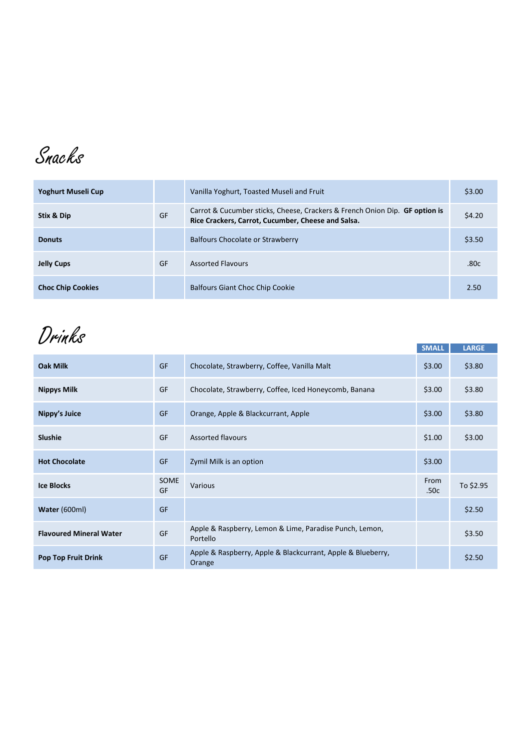## Snacks

| | | | |
|---|---|---|---|
| **Yoghurt Museli Cup** | | Vanilla Yoghurt, Toasted Museli and Fruit | $3.00 |
| **Stix & Dip** | GF | Carrot & Cucumber sticks, Cheese, Crackers & French Onion Dip. **GF option is Rice Crackers, Carrot, Cucumber, Cheese and Salsa.** | $4.20 |
| **Donuts** | | Balfours Chocolate or Strawberry | $3.50 |
| **Jelly Cups** | GF | Assorted Flavours | .80c |
| **Choc Chip Cookies** | | Balfours Giant Choc Chip Cookie | 2.50 |

## Drinks

| | | | SMALL | LARGE |
|---|---|---|---|---|
| **Oak Milk** | GF | Chocolate, Strawberry, Coffee, Vanilla Malt | $3.00 | $3.80 |
| **Nippys Milk** | GF | Chocolate, Strawberry, Coffee, Iced Honeycomb, Banana | $3.00 | $3.80 |
| **Nippy's Juice** | GF | Orange, Apple & Blackcurrant, Apple | $3.00 | $3.80 |
| **Slushie** | GF | Assorted flavours | $1.00 | $3.00 |
| **Hot Chocolate** | GF | Zymil Milk is an option | $3.00 | |
| **Ice Blocks** | SOME GF | Various | From .50c | To $2.95 |
| **Water** (600ml) | GF | | | $2.50 |
| **Flavoured Mineral Water** | GF | Apple & Raspberry, Lemon & Lime, Paradise Punch, Lemon, Portello | | $3.50 |
| **Pop Top Fruit Drink** | GF | Apple & Raspberry, Apple & Blackcurrant, Apple & Blueberry, Orange | | $2.50 |